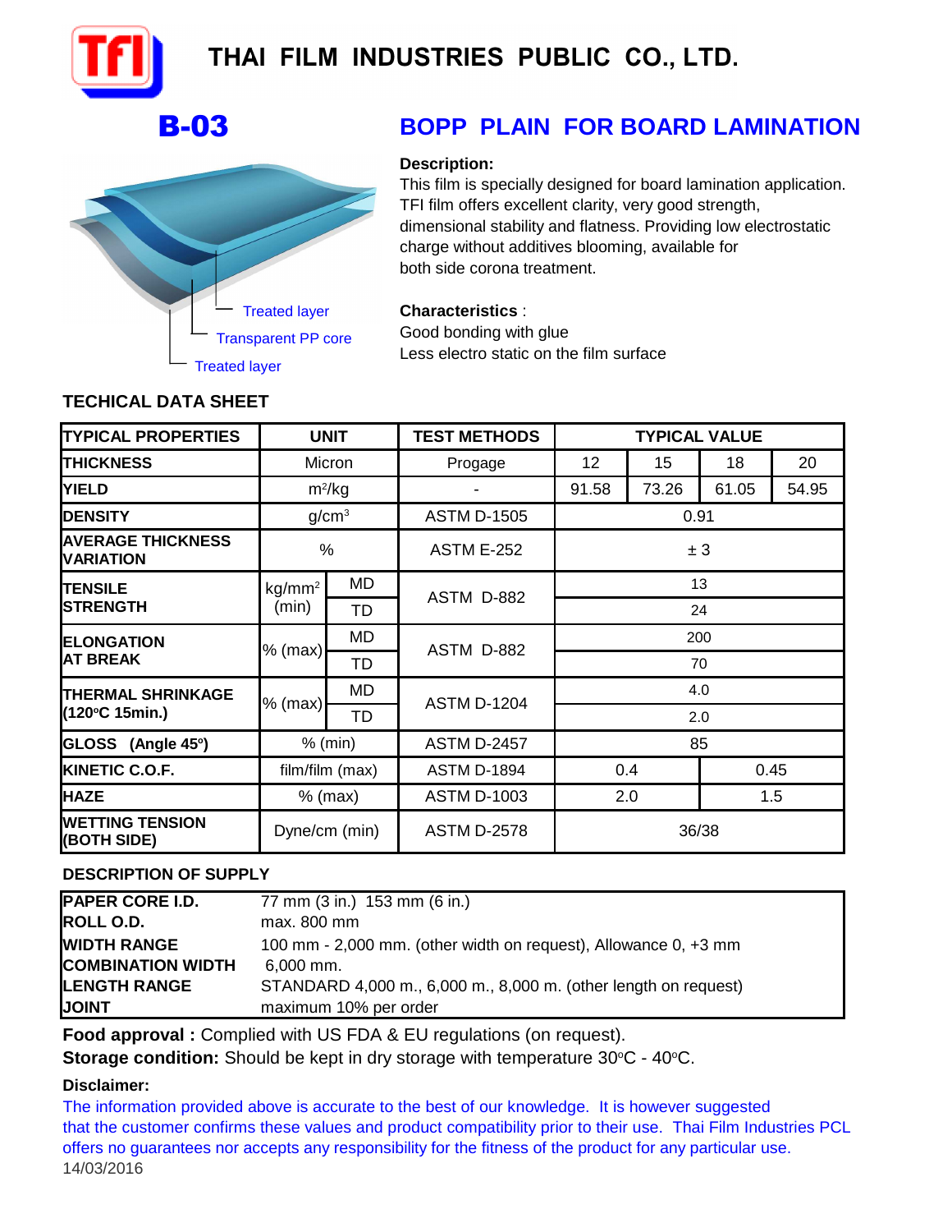# THAI FILM INDUSTRIES PUBLIC CO., LTD.

## B-03

## BOPP PLAIN FOR BOARD LAMINATION

Treated layer
Transparent PP core
Treated layer

**Description:**
This film is specially designed for board lamination application. TFI film offers excellent clarity, very good strength, dimensional stability and flatness. Providing low electrostatic charge without additives blooming, available for both side corona treatment.

**Characteristics** :
Good bonding with glue
Less electro static on the film surface

### TECHICAL DATA SHEET

| TYPICAL PROPERTIES | UNIT | | TEST METHODS | TYPICAL VALUE | | | |
|---|---|---|---|---|---|---|---|
| THICKNESS | Micron | | Progage | 12 | 15 | 18 | 20 |
| YIELD | $m^2/kg$ | | - | 91.58 | 73.26 | 61.05 | 54.95 |
| DENSITY | $g/cm^3$ | | ASTM D-1505 | 0.91 | | | |
| AVERAGE THICKNESS VARIATION | % | | ASTM E-252 | ± 3 | | | |
| TENSILE STRENGTH | $kg/mm^2$ (min) | MD | ASTM D-882 | 13 | | | |
| | | TD | | 24 | | | |
| ELONGATION AT BREAK | % (max) | MD | ASTM D-882 | 200 | | | |
| | | TD | | 70 | | | |
| THERMAL SHRINKAGE (120°C 15min.) | % (max) | MD | ASTM D-1204 | 4.0 | | | |
| | | TD | | 2.0 | | | |
| GLOSS (Angle 45°) | % (min) | | ASTM D-2457 | 85 | | | |
| KINETIC C.O.F. | film/film (max) | | ASTM D-1894 | 0.4 | | 0.45 | |
| HAZE | % (max) | | ASTM D-1003 | 2.0 | | 1.5 | |
| WETTING TENSION (BOTH SIDE) | Dyne/cm (min) | | ASTM D-2578 | 36/38 | | | |

### DESCRIPTION OF SUPPLY

| | |
|---|---|
| PAPER CORE I.D. | 77 mm (3 in.) 153 mm (6 in.) |
| ROLL O.D. | max. 800 mm |
| WIDTH RANGE | 100 mm - 2,000 mm. (other width on request), Allowance 0, +3 mm |
| COMBINATION WIDTH | 6,000 mm. |
| LENGTH RANGE | STANDARD 4,000 m., 6,000 m., 8,000 m. (other length on request) |
| JOINT | maximum 10% per order |

**Food approval :** Complied with US FDA & EU regulations (on request).

**Storage condition:** Should be kept in dry storage with temperature 30°C - 40°C.

**Disclaimer:**
The information provided above is accurate to the best of our knowledge. It is however suggested that the customer confirms these values and product compatibility prior to their use. Thai Film Industries PCL offers no guarantees nor accepts any responsibility for the fitness of the product for any particular use.

14/03/2016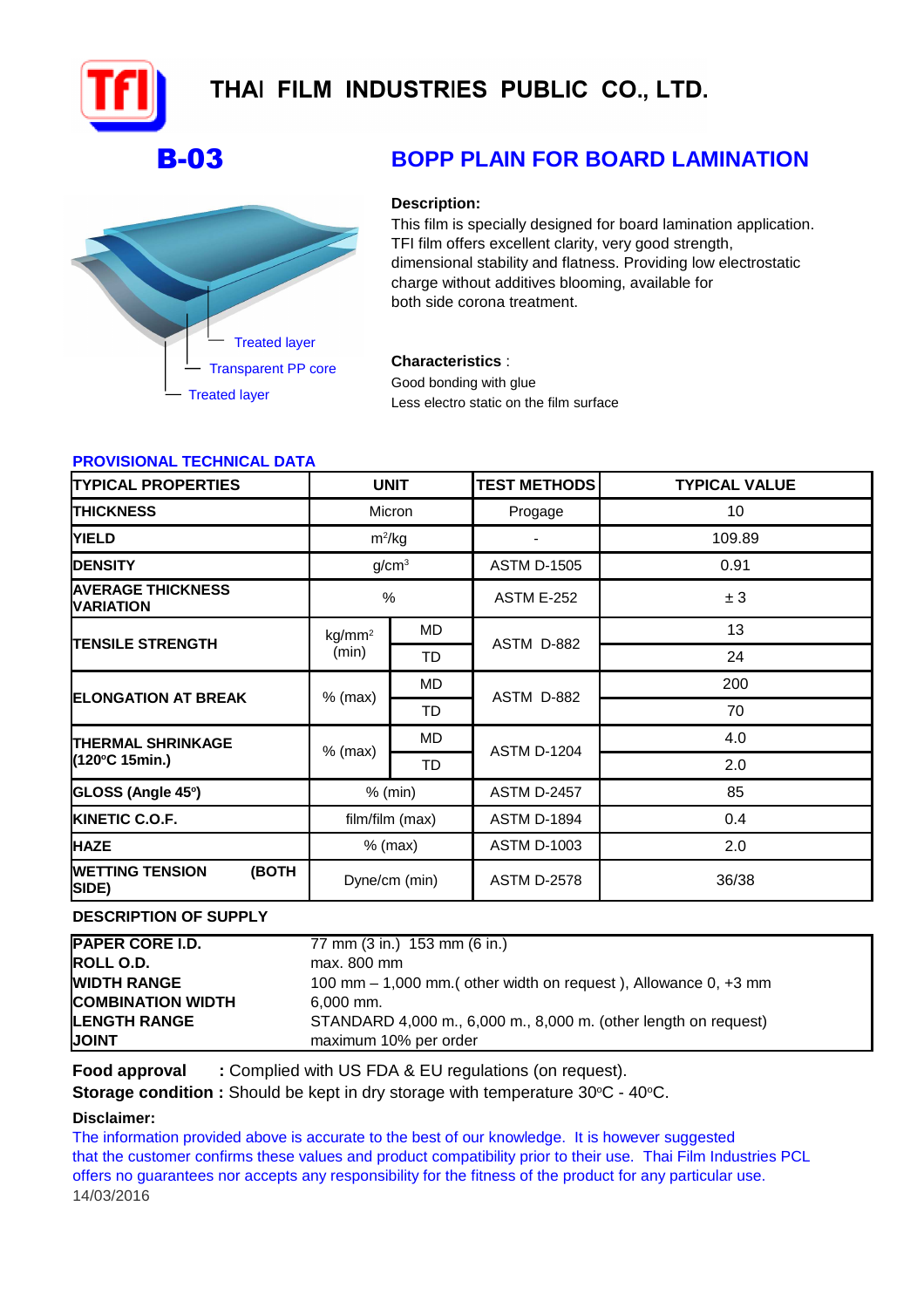# THAI FILM INDUSTRIES PUBLIC CO., LTD.

## B-03

## BOPP PLAIN FOR BOARD LAMINATION

Treated layer
Transparent PP core
Treated layer

**Description:**

This film is specially designed for board lamination application. TFI film offers excellent clarity, very good strength, dimensional stability and flatness. Providing low electrostatic charge without additives blooming, available for both side corona treatment.

**Characteristics** :

Good bonding with glue
Less electro static on the film surface

### PROVISIONAL TECHNICAL DATA

| TYPICAL PROPERTIES | UNIT | | TEST METHODS | TYPICAL VALUE |
|---|---|---|---|---|
| THICKNESS | Micron | | Progage | 10 |
| YIELD | $m^2/kg$ | | - | 109.89 |
| DENSITY | $g/cm^3$ | | ASTM D-1505 | 0.91 |
| AVERAGE THICKNESS VARIATION | % | | ASTM E-252 | ± 3 |
| TENSILE STRENGTH | $kg/mm^2$ (min) | MD | ASTM D-882 | 13 |
| | | TD | | 24 |
| ELONGATION AT BREAK | % (max) | MD | ASTM D-882 | 200 |
| | | TD | | 70 |
| THERMAL SHRINKAGE (120°C 15min.) | % (max) | MD | ASTM D-1204 | 4.0 |
| | | TD | | 2.0 |
| GLOSS (Angle 45°) | % (min) | | ASTM D-2457 | 85 |
| KINETIC C.O.F. | film/film (max) | | ASTM D-1894 | 0.4 |
| HAZE | % (max) | | ASTM D-1003 | 2.0 |
| WETTING TENSION (BOTH SIDE) | Dyne/cm (min) | | ASTM D-2578 | 36/38 |

**DESCRIPTION OF SUPPLY**

| | |
|---|---|
| PAPER CORE I.D. | 77 mm (3 in.) 153 mm (6 in.) |
| ROLL O.D. | max. 800 mm |
| WIDTH RANGE | 100 mm – 1,000 mm.( other width on request ), Allowance 0, +3 mm |
| COMBINATION WIDTH | 6,000 mm. |
| LENGTH RANGE | STANDARD 4,000 m., 6,000 m., 8,000 m. (other length on request) |
| JOINT | maximum 10% per order |

**Food approval** : Complied with US FDA & EU regulations (on request).

**Storage condition :** Should be kept in dry storage with temperature 30°C - 40°C.

**Disclaimer:**

The information provided above is accurate to the best of our knowledge. It is however suggested that the customer confirms these values and product compatibility prior to their use. Thai Film Industries PCL offers no guarantees nor accepts any responsibility for the fitness of the product for any particular use.

14/03/2016